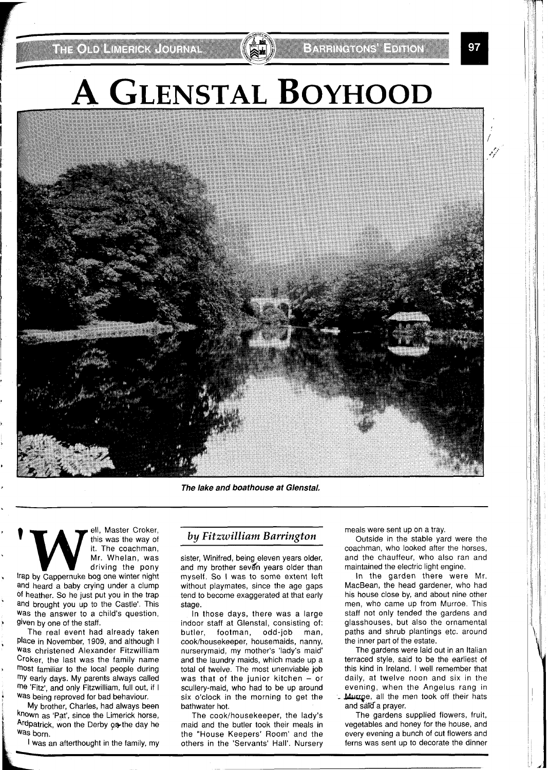# A GLENSTAL BOYHOOD

*The lake and boathouse at Glenstal.*

*by Fitzwilliam Barrington*

'Well, Master Croker, this was the way of it. The coachman, Mr. Whelan, was driving the pony trap by Cappernuke bog one winter night and heard a baby crying under a clump of heather. So he just put you in the trap and brought you up to the Castle'. This was the answer to a child's question, given by one of the staff.

The real event had already taken place in November, 1909, and although I was christened Alexander Fitzwilliam Croker, the last was the family name most familiar to the local people during my early days. My parents always called me 'Fitz', and only Fitzwilliam, full out, if I was being reproved for bad behaviour.

My brother, Charles, had always been known as 'Pat', since the Limerick horse, Ardpatrick, won the Derby on the day he was born.

I was an afterthought in the family, my sister, Winifred, being eleven years older, and my brother seven years older than myself. So I was to some extent left without playmates, since the age gaps tend to become exaggerated at that early stage.

In those days, there was a large indoor staff at Glenstal, consisting of: butler, footman, odd-job man, cook/housekeeper, housemaids, nanny, nurserymaid, my mother's 'lady's maid' and the laundry maids, which made up a total of twelve. The most unenviable job was that of the junior kitchen – or scullery-maid, who had to be up around six o'clock in the morning to get the bathwater hot.

The cook/housekeeper, the lady's maid and the butler took their meals in the "House Keepers' Room' and the others in the 'Servants' Hall'. Nursery meals were sent up on a tray.

Outside in the stable yard were the coachman, who looked after the horses, and the chauffeur, who also ran and maintained the electric light engine.

In the garden there were Mr. MacBean, the head gardener, who had his house close by, and about nine other men, who came up from Murroe. This staff not only tended the gardens and glasshouses, but also the ornamental paths and shrub plantings etc. around the inner part of the estate.

The gardens were laid out in an Italian terraced style, said to be the earliest of this kind in Ireland. I well remember that daily, at twelve noon and six in the evening, when the Angelus rang in Murroe, all the men took off their hats and said a prayer.

The gardens supplied flowers, fruit, vegetables and honey for the house, and every evening a bunch of cut flowers and ferns was sent up to decorate the dinner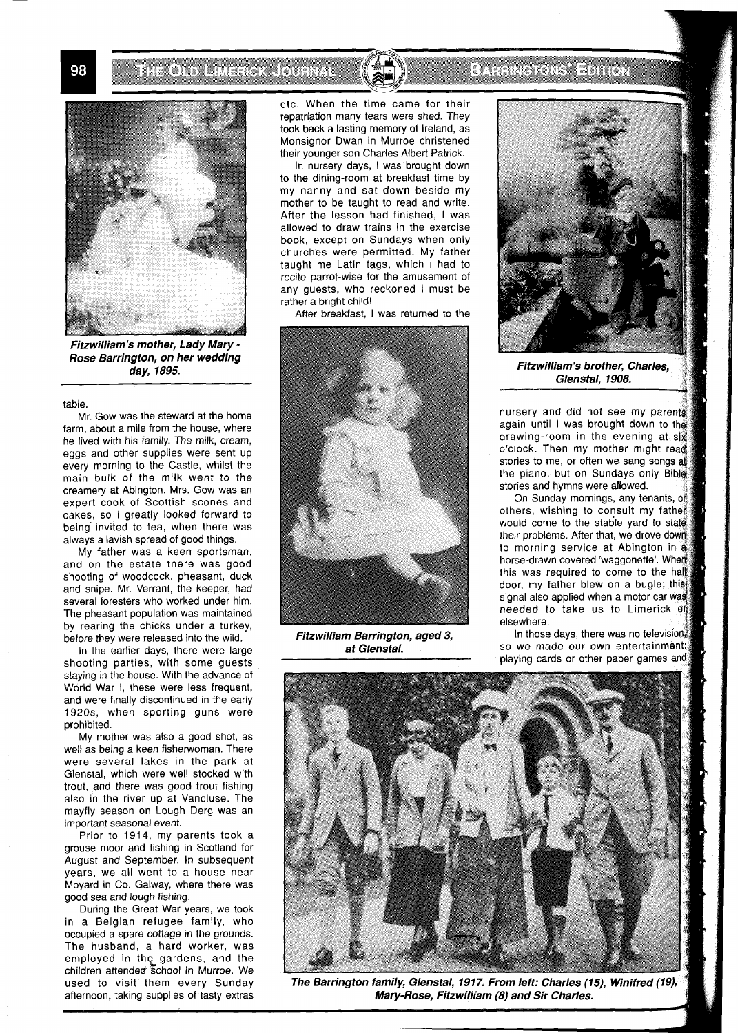*Fitzwilliam's mother, Lady Mary - Rose Barrington, on her wedding day, 1895.*

table.

Mr. Gow was the steward at the home farm, about a mile from the house, where he lived with his family. The milk, cream, eggs and other supplies were sent up every morning to the Castle, whilst the main bulk of the milk went to the creamery at Abington. Mrs. Gow was an expert cook of Scottish scones and cakes, so I greatly looked forward to being invited to tea, when there was always a lavish spread of good things.

My father was a keen sportsman, and on the estate there was good shooting of woodcock, pheasant, duck and snipe. Mr. Verrant, the keeper, had several foresters who worked under him. The pheasant population was maintained by rearing the chicks under a turkey, before they were released into the wild.

In the earlier days, there were large shooting parties, with some guests staying in the house. With the advance of World War I, these were less frequent, and were finally discontinued in the early 1920s, when sporting guns were prohibited.

My mother was also a good shot, as well as being a keen fisherwoman. There were several lakes in the park at Glenstal, which were well stocked with trout, and there was good trout fishing also in the river up at Vancluse. The mayfly season on Lough Derg was an important seasonal event.

Prior to 1914, my parents took a grouse moor and fishing in Scotland for August and September. In subsequent years, we all went to a house near Moyard in Co. Galway, where there was good sea and lough fishing.

During the Great War years, we took in a Belgian refugee family, who occupied a spare cottage in the grounds. The husband, a hard worker, was employed in the gardens, and the children attended school in Murroe. We used to visit them every Sunday afternoon, taking supplies of tasty extras etc. When the time came for their repatriation many tears were shed. They took back a lasting memory of Ireland, as Monsignor Dwan in Murroe christened their younger son Charles Albert Patrick.

In nursery days, I was brought down to the dining-room at breakfast time by my nanny and sat down beside my mother to be taught to read and write. After the lesson had finished, I was allowed to draw trains in the exercise book, except on Sundays when only churches were permitted. My father taught me Latin tags, which I had to recite parrot-wise for the amusement of any guests, who reckoned I must be rather a bright child!

After breakfast, I was returned to the nursery and did not see my parents again until I was brought down to the drawing-room in the evening at six o'clock. Then my mother might read stories to me, or often we sang songs at the piano, but on Sundays only Bible stories and hymns were allowed.

*Fitzwilliam Barrington, aged 3, at Glenstal.*

*Fitzwilliam's brother, Charles, Glenstal, 1908.*

On Sunday mornings, any tenants, or others, wishing to consult my father would come to the stable yard to state their problems. After that, we drove down to morning service at Abington in a horse-drawn covered 'waggonette'. When this was required to come to the hall door, my father blew on a bugle; this signal also applied when a motor car was needed to take us to Limerick or elsewhere.

In those days, there was no television, so we made our own entertainment: playing cards or other paper games and

*The Barrington family, Glenstal, 1917. From left: Charles (15), Winifred (19), Mary-Rose, Fitzwilliam (8) and Sir Charles.*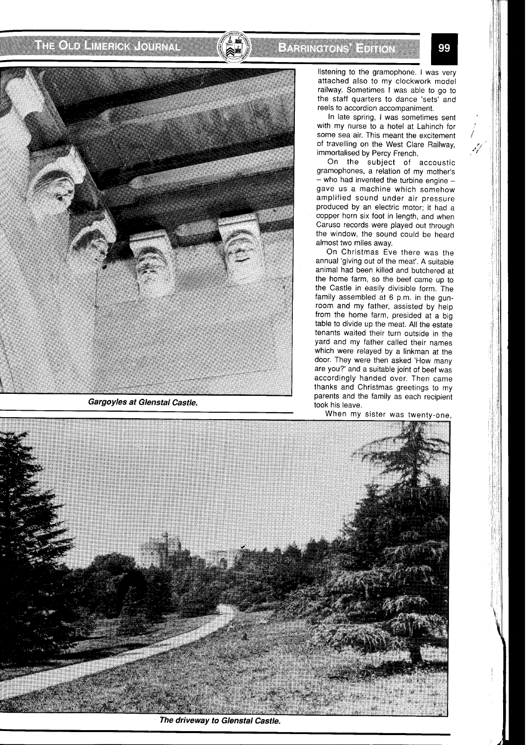Gargoyles at Glenstal Castle.

listening to the gramophone. I was very attached also to my clockwork model railway. Sometimes I was able to go to the staff quarters to dance 'sets' and reels to accordion accompaniment.

In late spring, I was sometimes sent with my nurse to a hotel at Lahinch for some sea air. This meant the excitement of travelling on the West Clare Railway, immortalised by Percy French.

On the subject of accoustic gramophones, a relation of my mother's – who had invented the turbine engine – gave us a machine which somehow amplified sound under air pressure produced by an electric motor; it had a copper horn six foot in length, and when Caruso records were played out through the window, the sound could be heard almost two miles away.

On Christmas Eve there was the annual 'giving out of the meat'. A suitable animal had been killed and butchered at the home farm, so the beef came up to the Castle in easily divisible form. The family assembled at 6 p.m. in the gun-room and my father, assisted by help from the home farm, presided at a big table to divide up the meat. All the estate tenants waited their turn outside in the yard and my father called their names which were relayed by a linkman at the door. They were then asked 'How many are you?' and a suitable joint of beef was accordingly handed over. Then came thanks and Christmas greetings to my parents and the family as each recipient took his leave.

When my sister was twenty-one,

The driveway to Glenstal Castle.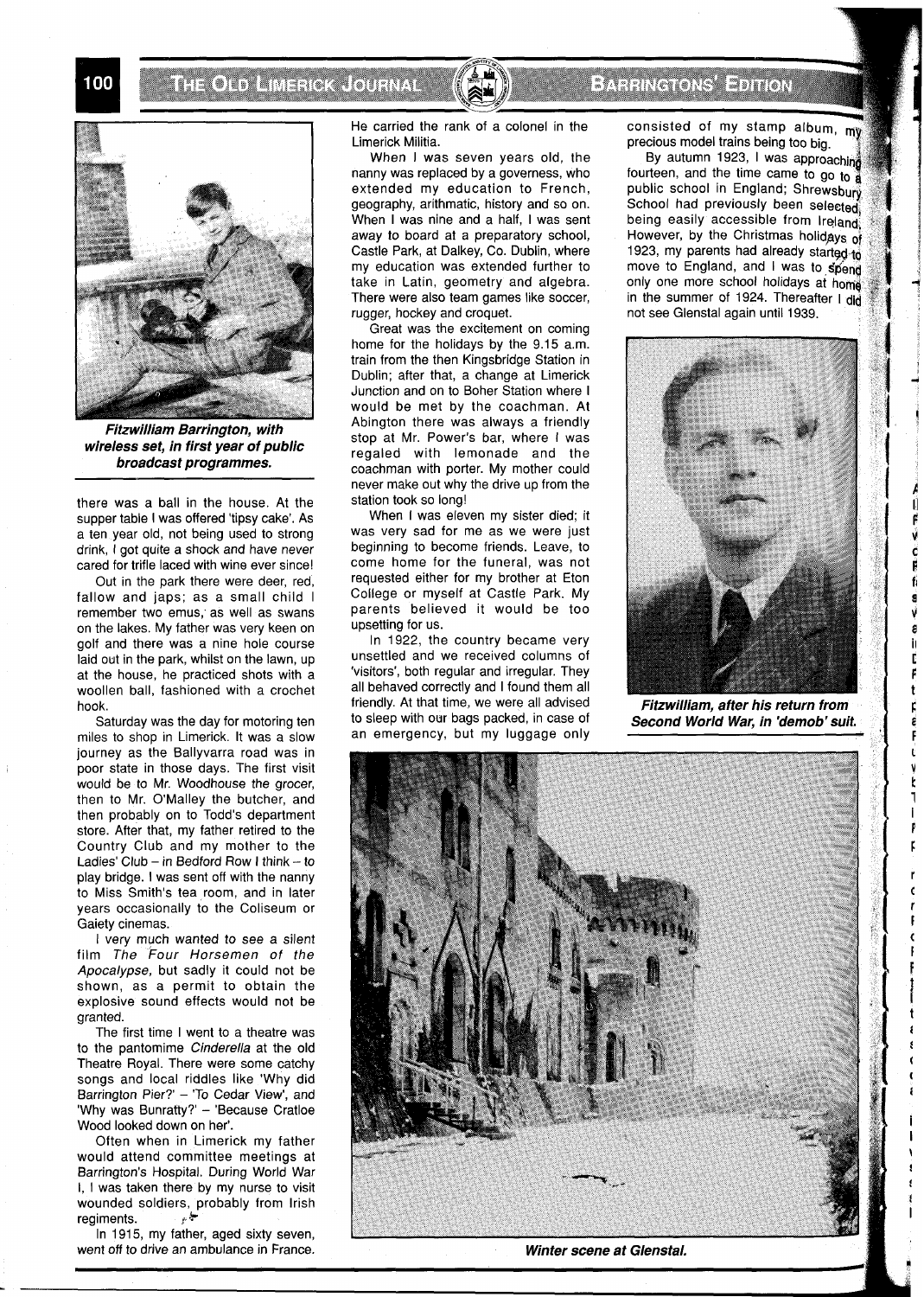*Fitzwilliam Barrington, with wireless set, in first year of public broadcast programmes.*

there was a ball in the house. At the supper table I was offered 'tipsy cake'. As a ten year old, not being used to strong drink, I got quite a shock and have never cared for trifle laced with wine ever since!

Out in the park there were deer, red, fallow and japs; as a small child I remember two emus, as well as swans on the lakes. My father was very keen on golf and there was a nine hole course laid out in the park, whilst on the lawn, up at the house, he practiced shots with a woollen ball, fashioned with a crochet hook.

Saturday was the day for motoring ten miles to shop in Limerick. It was a slow journey as the Ballyvarra road was in poor state in those days. The first visit would be to Mr. Woodhouse the grocer, then to Mr. O'Malley the butcher, and then probably on to Todd's department store. After that, my father retired to the Country Club and my mother to the Ladies' Club – in Bedford Row I think – to play bridge. I was sent off with the nanny to Miss Smith's tea room, and in later years occasionally to the Coliseum or Gaiety cinemas.

I very much wanted to see a silent film *The Four Horsemen of the Apocalypse*, but sadly it could not be shown, as a permit to obtain the explosive sound effects would not be granted.

The first time I went to a theatre was to the pantomime *Cinderella* at the old Theatre Royal. There were some catchy songs and local riddles like 'Why did Barrington Pier?' – 'To Cedar View', and 'Why was Bunratty?' – 'Because Cratloe Wood looked down on her'.

Often when in Limerick my father would attend committee meetings at Barrington's Hospital. During World War I, I was taken there by my nurse to visit wounded soldiers, probably from Irish regiments.

In 1915, my father, aged sixty seven, went off to drive an ambulance in France. He carried the rank of a colonel in the Limerick Militia.

When I was seven years old, the nanny was replaced by a governess, who extended my education to French, geography, arithmatic, history and so on. When I was nine and a half, I was sent away to board at a preparatory school, Castle Park, at Dalkey, Co. Dublin, where my education was extended further to take in Latin, geometry and algebra. There were also team games like soccer, rugger, hockey and croquet.

Great was the excitement on coming home for the holidays by the 9.15 a.m. train from the then Kingsbridge Station in Dublin; after that, a change at Limerick Junction and on to Boher Station where I would be met by the coachman. At Abington there was always a friendly stop at Mr. Power's bar, where I was regaled with lemonade and the coachman with porter. My mother could never make out why the drive up from the station took so long!

When I was eleven my sister died; it was very sad for me as we were just beginning to become friends. Leave, to come home for the funeral, was not requested either for my brother at Eton College or myself at Castle Park. My parents believed it would be too upsetting for us.

In 1922, the country became very unsettled and we received columns of 'visitors', both regular and irregular. They all behaved correctly and I found them all friendly. At that time, we were all advised to sleep with our bags packed, in case of an emergency, but my luggage only consisted of my stamp album, my precious model trains being too big.

By autumn 1923, I was approaching fourteen, and the time came to go to a public school in England; Shrewsbury School had previously been selected, being easily accessible from Ireland. However, by the Christmas holidays of 1923, my parents had already started to move to England, and I was to spend only one more school holidays at home in the summer of 1924. Thereafter I did not see Glenstal again until 1939.

*Fitzwilliam, after his return from Second World War, in 'demob' suit.*

*Winter scene at Glenstal.*